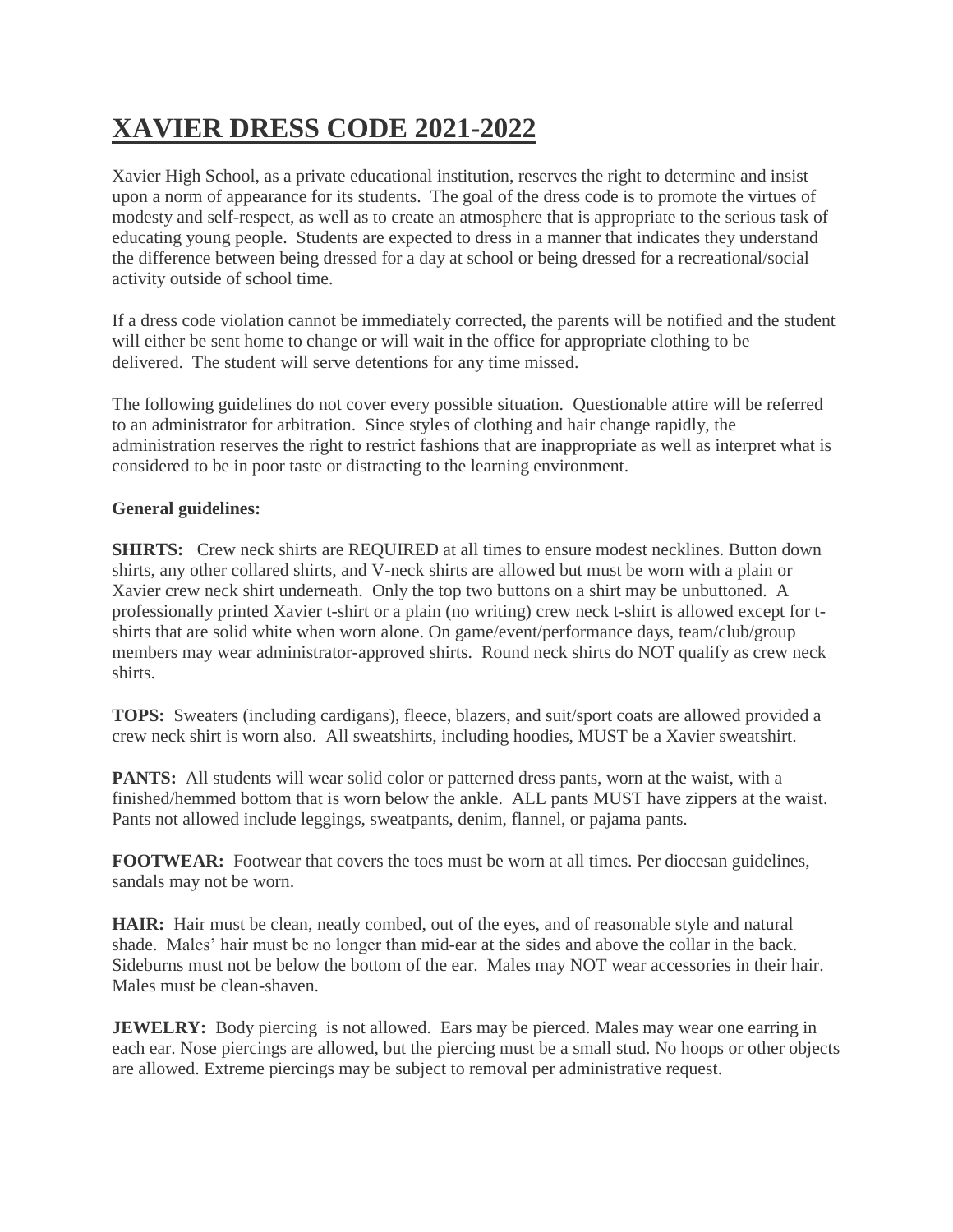# XAVIER DRESS CODE 2021-2022

Xavier High School, as a private educational institution, reserves the right to determine and insist upon a norm of appearance for its students. The goal of the dress code is to promote the virtues of modesty and self-respect, as well as to create an atmosphere that is appropriate to the serious task of educating young people. Students are expected to dress in a manner that indicates they understand the difference between being dressed for a day at school or being dressed for a recreational/social activity outside of school time.

If a dress code violation cannot be immediately corrected, the parents will be notified and the student will either be sent home to change or will wait in the office for appropriate clothing to be delivered. The student will serve detentions for any time missed.

The following guidelines do not cover every possible situation. Questionable attire will be referred to an administrator for arbitration. Since styles of clothing and hair change rapidly, the administration reserves the right to restrict fashions that are inappropriate as well as interpret what is considered to be in poor taste or distracting to the learning environment.

**General guidelines:**

**SHIRTS:** Crew neck shirts are REQUIRED at all times to ensure modest necklines. Button down shirts, any other collared shirts, and V-neck shirts are allowed but must be worn with a plain or Xavier crew neck shirt underneath. Only the top two buttons on a shirt may be unbuttoned. A professionally printed Xavier t-shirt or a plain (no writing) crew neck t-shirt is allowed except for t-shirts that are solid white when worn alone. On game/event/performance days, team/club/group members may wear administrator-approved shirts. Round neck shirts do NOT qualify as crew neck shirts.

**TOPS:** Sweaters (including cardigans), fleece, blazers, and suit/sport coats are allowed provided a crew neck shirt is worn also. All sweatshirts, including hoodies, MUST be a Xavier sweatshirt.

**PANTS:** All students will wear solid color or patterned dress pants, worn at the waist, with a finished/hemmed bottom that is worn below the ankle. ALL pants MUST have zippers at the waist. Pants not allowed include leggings, sweatpants, denim, flannel, or pajama pants.

**FOOTWEAR:** Footwear that covers the toes must be worn at all times. Per diocesan guidelines, sandals may not be worn.

**HAIR:** Hair must be clean, neatly combed, out of the eyes, and of reasonable style and natural shade. Males' hair must be no longer than mid-ear at the sides and above the collar in the back. Sideburns must not be below the bottom of the ear. Males may NOT wear accessories in their hair. Males must be clean-shaven.

**JEWELRY:** Body piercing is not allowed. Ears may be pierced. Males may wear one earring in each ear. Nose piercings are allowed, but the piercing must be a small stud. No hoops or other objects are allowed. Extreme piercings may be subject to removal per administrative request.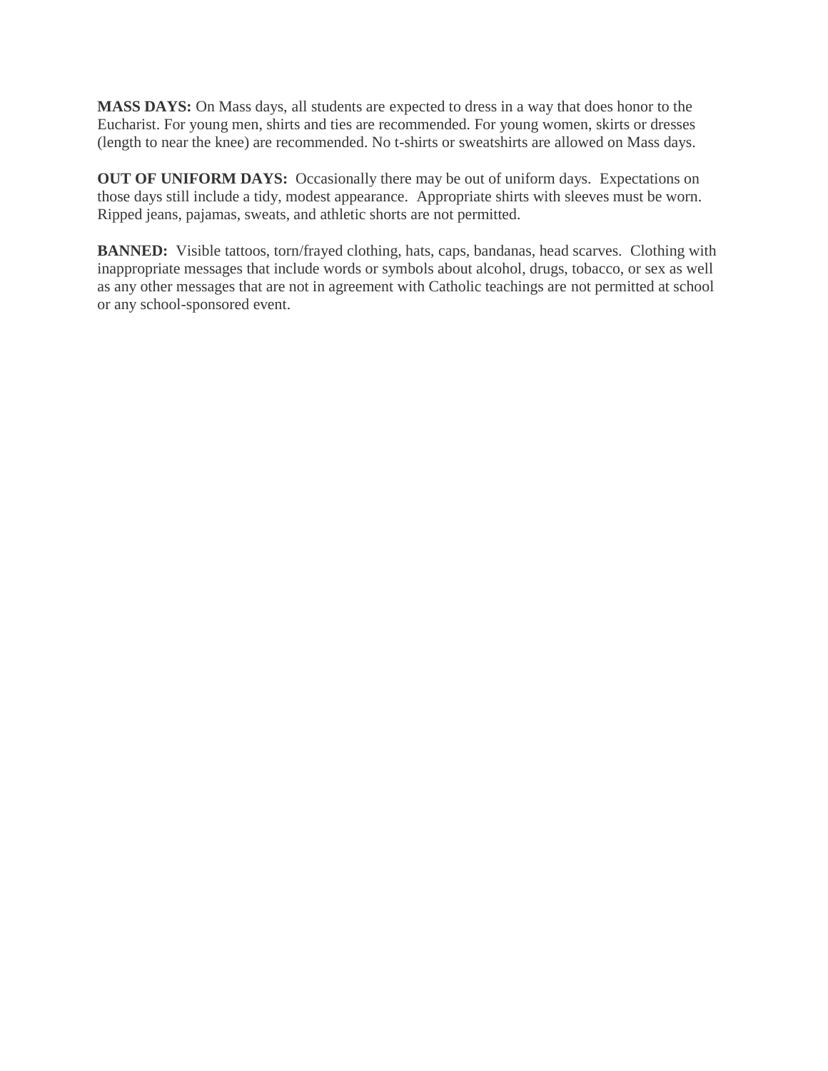**MASS DAYS:** On Mass days, all students are expected to dress in a way that does honor to the Eucharist. For young men, shirts and ties are recommended. For young women, skirts or dresses (length to near the knee) are recommended. No t-shirts or sweatshirts are allowed on Mass days.

**OUT OF UNIFORM DAYS:** Occasionally there may be out of uniform days. Expectations on those days still include a tidy, modest appearance. Appropriate shirts with sleeves must be worn. Ripped jeans, pajamas, sweats, and athletic shorts are not permitted.

**BANNED:** Visible tattoos, torn/frayed clothing, hats, caps, bandanas, head scarves. Clothing with inappropriate messages that include words or symbols about alcohol, drugs, tobacco, or sex as well as any other messages that are not in agreement with Catholic teachings are not permitted at school or any school-sponsored event.